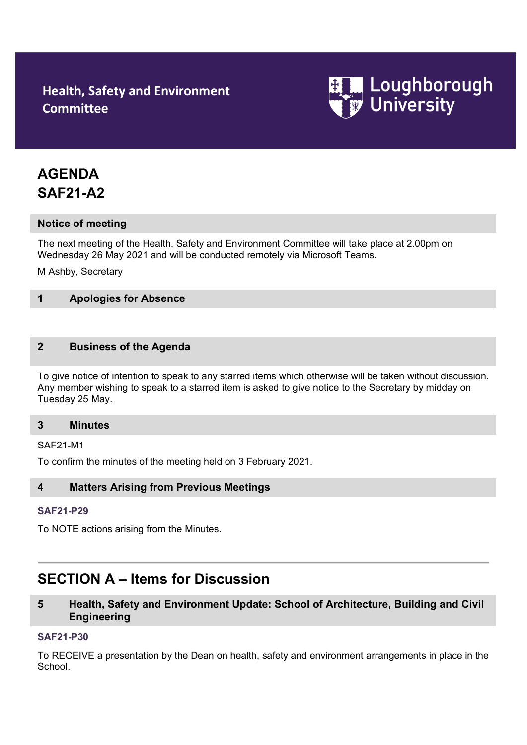Health, Safety and Environment Committee

Loughborough University

# AGENDA
# SAF21-A2

## Notice of meeting

The next meeting of the Health, Safety and Environment Committee will take place at 2.00pm on Wednesday 26 May 2021 and will be conducted remotely via Microsoft Teams.

M Ashby, Secretary

## 1 Apologies for Absence

## 2 Business of the Agenda

To give notice of intention to speak to any starred items which otherwise will be taken without discussion. Any member wishing to speak to a starred item is asked to give notice to the Secretary by midday on Tuesday 25 May.

## 3 Minutes

SAF21-M1

To confirm the minutes of the meeting held on 3 February 2021.

## 4 Matters Arising from Previous Meetings

**SAF21-P29**

To NOTE actions arising from the Minutes.

---

# SECTION A – Items for Discussion

## 5 Health, Safety and Environment Update: School of Architecture, Building and Civil Engineering

**SAF21-P30**

To RECEIVE a presentation by the Dean on health, safety and environment arrangements in place in the School.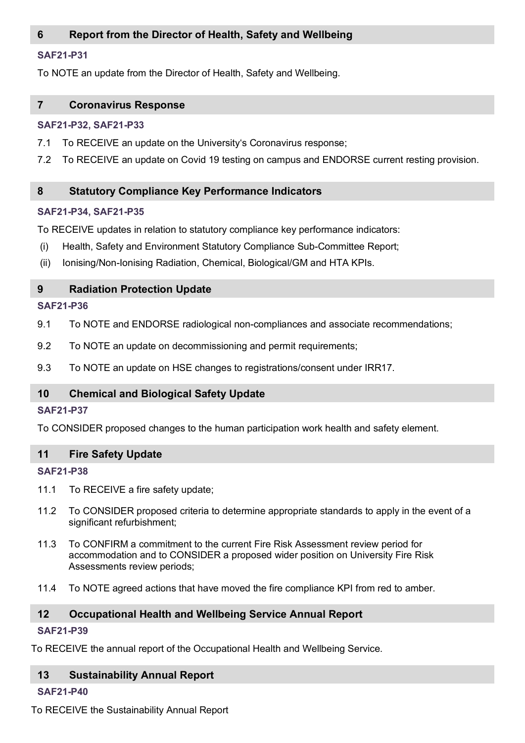## 6 Report from the Director of Health, Safety and Wellbeing

**SAF21-P31**

To NOTE an update from the Director of Health, Safety and Wellbeing.

## 7 Coronavirus Response

**SAF21-P32, SAF21-P33**

7.1 To RECEIVE an update on the University's Coronavirus response;

7.2 To RECEIVE an update on Covid 19 testing on campus and ENDORSE current resting provision.

## 8 Statutory Compliance Key Performance Indicators

**SAF21-P34, SAF21-P35**

To RECEIVE updates in relation to statutory compliance key performance indicators:

(i) Health, Safety and Environment Statutory Compliance Sub-Committee Report;

(ii) Ionising/Non-Ionising Radiation, Chemical, Biological/GM and HTA KPIs.

## 9 Radiation Protection Update

**SAF21-P36**

9.1 To NOTE and ENDORSE radiological non-compliances and associate recommendations;

9.2 To NOTE an update on decommissioning and permit requirements;

9.3 To NOTE an update on HSE changes to registrations/consent under IRR17.

## 10 Chemical and Biological Safety Update

**SAF21-P37**

To CONSIDER proposed changes to the human participation work health and safety element.

## 11 Fire Safety Update

**SAF21-P38**

11.1 To RECEIVE a fire safety update;

11.2 To CONSIDER proposed criteria to determine appropriate standards to apply in the event of a significant refurbishment;

11.3 To CONFIRM a commitment to the current Fire Risk Assessment review period for accommodation and to CONSIDER a proposed wider position on University Fire Risk Assessments review periods;

11.4 To NOTE agreed actions that have moved the fire compliance KPI from red to amber.

## 12 Occupational Health and Wellbeing Service Annual Report

**SAF21-P39**

To RECEIVE the annual report of the Occupational Health and Wellbeing Service.

## 13 Sustainability Annual Report

**SAF21-P40**

To RECEIVE the Sustainability Annual Report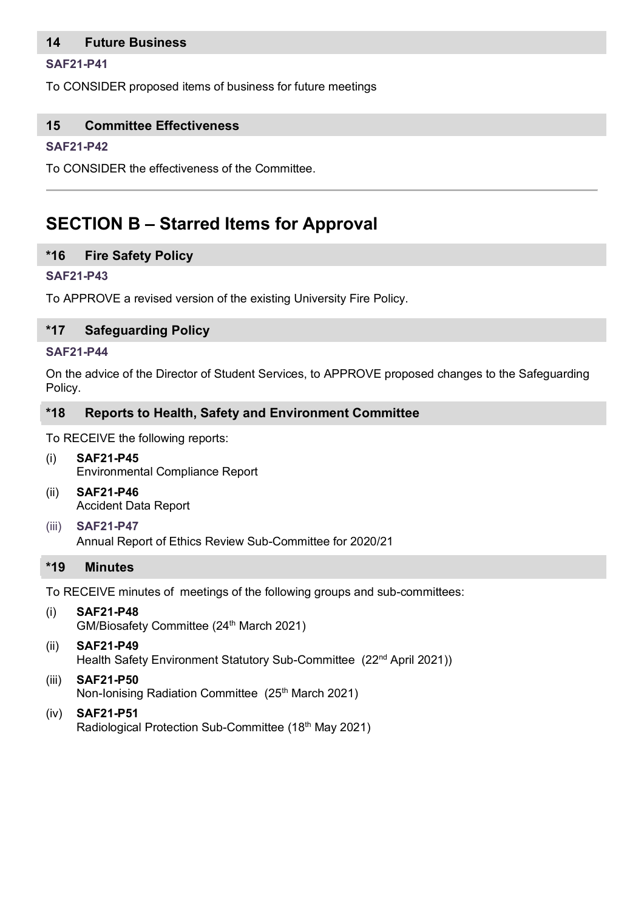## 14 Future Business

**SAF21-P41**

To CONSIDER proposed items of business for future meetings

## 15 Committee Effectiveness

**SAF21-P42**

To CONSIDER the effectiveness of the Committee.

---

# SECTION B – Starred Items for Approval

## *16 Fire Safety Policy

**SAF21-P43**

To APPROVE a revised version of the existing University Fire Policy.

## *17 Safeguarding Policy

**SAF21-P44**

On the advice of the Director of Student Services, to APPROVE proposed changes to the Safeguarding Policy.

## *18 Reports to Health, Safety and Environment Committee

To RECEIVE the following reports:

(i) **SAF21-P45**
Environmental Compliance Report

(ii) **SAF21-P46**
Accident Data Report

(iii) **SAF21-P47**
Annual Report of Ethics Review Sub-Committee for 2020/21

## *19 Minutes

To RECEIVE minutes of meetings of the following groups and sub-committees:

(i) **SAF21-P48**
GM/Biosafety Committee (24th March 2021)

(ii) **SAF21-P49**
Health Safety Environment Statutory Sub-Committee (22nd April 2021))

(iii) **SAF21-P50**
Non-Ionising Radiation Committee (25th March 2021)

(iv) **SAF21-P51**
Radiological Protection Sub-Committee (18th May 2021)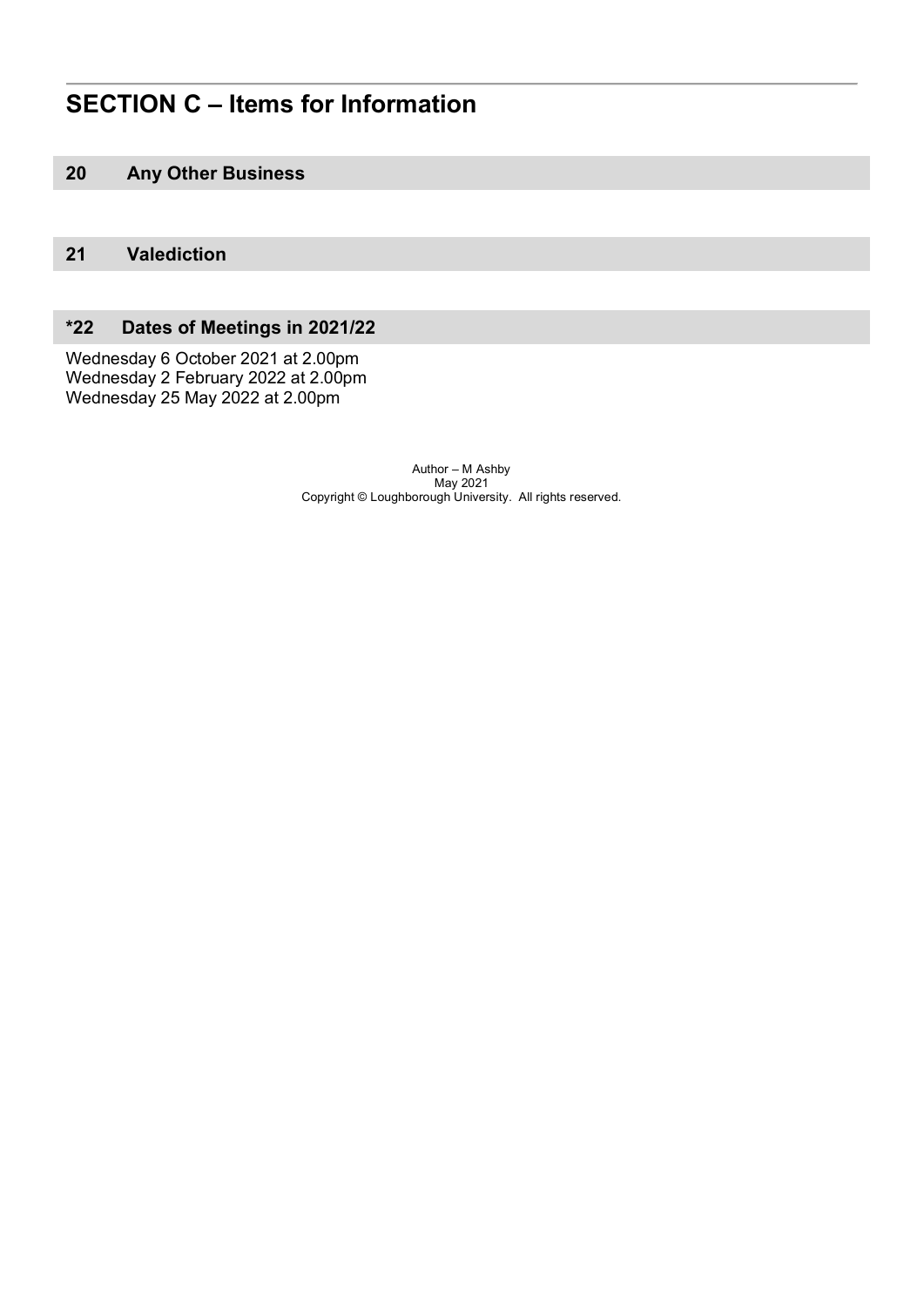## SECTION C – Items for Information

### 20 Any Other Business

### 21 Valediction

### *22 Dates of Meetings in 2021/22

Wednesday 6 October 2021 at 2.00pm
Wednesday 2 February 2022 at 2.00pm
Wednesday 25 May 2022 at 2.00pm

Author – M Ashby
May 2021
Copyright © Loughborough University. All rights reserved.